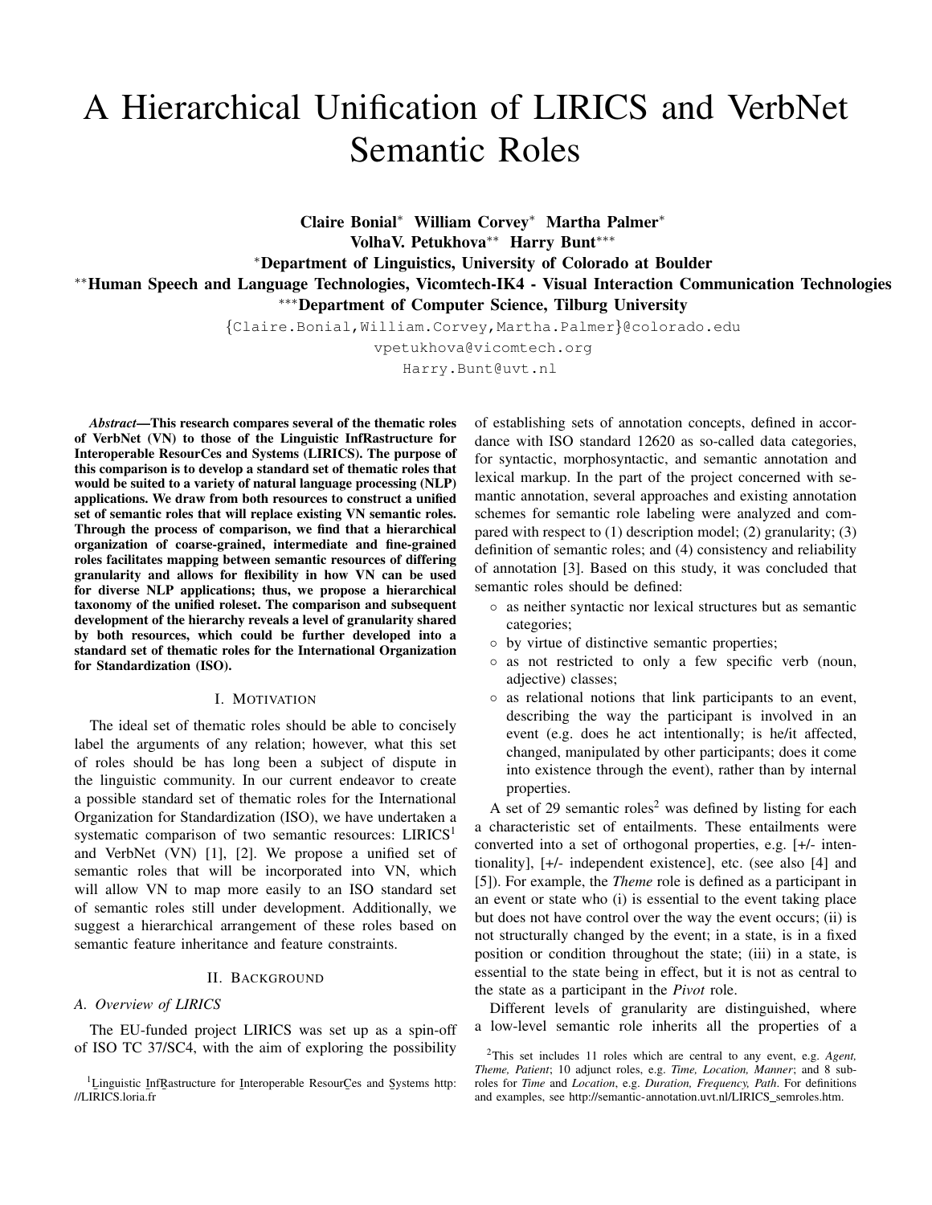# A Hierarchical Unification of LIRICS and VerbNet Semantic Roles

**Claire Bonial*  William Corvey*  Martha Palmer***
**VolhaV. Petukhova**  Harry Bunt*****
***Department of Linguistics, University of Colorado at Boulder**
****Human Speech and Language Technologies, Vicomtech-IK4 - Visual Interaction Communication Technologies**
*****Department of Computer Science, Tilburg University**

{Claire.Bonial,William.Corvey,Martha.Palmer}@colorado.edu
vpetukhova@vicomtech.org
Harry.Bunt@uvt.nl

***Abstract*—This research compares several of the thematic roles of VerbNet (VN) to those of the Linguistic InfRastructure for Interoperable ResourCes and Systems (LIRICS). The purpose of this comparison is to develop a standard set of thematic roles that would be suited to a variety of natural language processing (NLP) applications. We draw from both resources to construct a unified set of semantic roles that will replace existing VN semantic roles. Through the process of comparison, we find that a hierarchical organization of coarse-grained, intermediate and fine-grained roles facilitates mapping between semantic resources of differing granularity and allows for flexibility in how VN can be used for diverse NLP applications; thus, we propose a hierarchical taxonomy of the unified roleset. The comparison and subsequent development of the hierarchy reveals a level of granularity shared by both resources, which could be further developed into a standard set of thematic roles for the International Organization for Standardization (ISO).**

## I. Motivation

The ideal set of thematic roles should be able to concisely label the arguments of any relation; however, what this set of roles should be has long been a subject of dispute in the linguistic community. In our current endeavor to create a possible standard set of thematic roles for the International Organization for Standardization (ISO), we have undertaken a systematic comparison of two semantic resources: LIRICS[1] and VerbNet (VN) [1], [2]. We propose a unified set of semantic roles that will be incorporated into VN, which will allow VN to map more easily to an ISO standard set of semantic roles still under development. Additionally, we suggest a hierarchical arrangement of these roles based on semantic feature inheritance and feature constraints.

## II. Background

### A. Overview of LIRICS

The EU-funded project LIRICS was set up as a spin-off of ISO TC 37/SC4, with the aim of exploring the possibility of establishing sets of annotation concepts, defined in accordance with ISO standard 12620 as so-called data categories, for syntactic, morphosyntactic, and semantic annotation and lexical markup. In the part of the project concerned with semantic annotation, several approaches and existing annotation schemes for semantic role labeling were analyzed and compared with respect to (1) description model; (2) granularity; (3) definition of semantic roles; and (4) consistency and reliability of annotation [3]. Based on this study, it was concluded that semantic roles should be defined:

- as neither syntactic nor lexical structures but as semantic categories;
- by virtue of distinctive semantic properties;
- as not restricted to only a few specific verb (noun, adjective) classes;
- as relational notions that link participants to an event, describing the way the participant is involved in an event (e.g. does he act intentionally; is he/it affected, changed, manipulated by other participants; does it come into existence through the event), rather than by internal properties.

A set of 29 semantic roles[2] was defined by listing for each a characteristic set of entailments. These entailments were converted into a set of orthogonal properties, e.g. [+/- intentionality], [+/- independent existence], etc. (see also [4] and [5]). For example, the *Theme* role is defined as a participant in an event or state who (i) is essential to the event taking place but does not have control over the way the event occurs; (ii) is not structurally changed by the event; in a state, is in a fixed position or condition throughout the state; (iii) in a state, is essential to the state being in effect, but it is not as central to the state as a participant in the *Pivot* role.

Different levels of granularity are distinguished, where a low-level semantic role inherits all the properties of a

[1]Linguistic InfRastructure for Interoperable ResourCes and Systems http://LIRICS.loria.fr

[2]This set includes 11 roles which are central to any event, e.g. *Agent, Theme, Patient*; 10 adjunct roles, e.g. *Time, Location, Manner*; and 8 subroles for *Time* and *Location*, e.g. *Duration, Frequency, Path*. For definitions and examples, see http://semantic-annotation.uvt.nl/LIRICS_semroles.htm.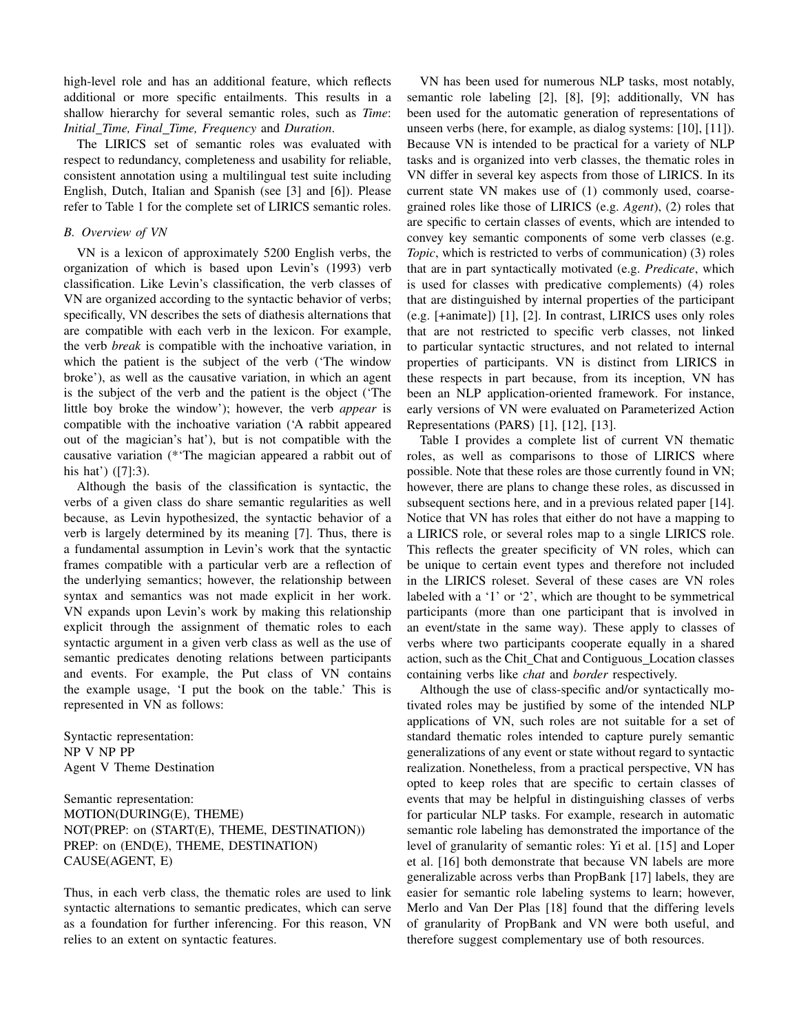high-level role and has an additional feature, which reflects additional or more specific entailments. This results in a shallow hierarchy for several semantic roles, such as *Time*: *Initial_Time, Final_Time, Frequency* and *Duration*.

The LIRICS set of semantic roles was evaluated with respect to redundancy, completeness and usability for reliable, consistent annotation using a multilingual test suite including English, Dutch, Italian and Spanish (see [3] and [6]). Please refer to Table 1 for the complete set of LIRICS semantic roles.

### B. Overview of VN

VN is a lexicon of approximately 5200 English verbs, the organization of which is based upon Levin's (1993) verb classification. Like Levin's classification, the verb classes of VN are organized according to the syntactic behavior of verbs; specifically, VN describes the sets of diathesis alternations that are compatible with each verb in the lexicon. For example, the verb *break* is compatible with the inchoative variation, in which the patient is the subject of the verb ('The window broke'), as well as the causative variation, in which an agent is the subject of the verb and the patient is the object ('The little boy broke the window'); however, the verb *appear* is compatible with the inchoative variation ('A rabbit appeared out of the magician's hat'), but is not compatible with the causative variation (*'The magician appeared a rabbit out of his hat') ([7]:3).

Although the basis of the classification is syntactic, the verbs of a given class do share semantic regularities as well because, as Levin hypothesized, the syntactic behavior of a verb is largely determined by its meaning [7]. Thus, there is a fundamental assumption in Levin's work that the syntactic frames compatible with a particular verb are a reflection of the underlying semantics; however, the relationship between syntax and semantics was not made explicit in her work. VN expands upon Levin's work by making this relationship explicit through the assignment of thematic roles to each syntactic argument in a given verb class as well as the use of semantic predicates denoting relations between participants and events. For example, the Put class of VN contains the example usage, 'I put the book on the table.' This is represented in VN as follows:

Syntactic representation:
NP V NP PP
Agent V Theme Destination

Semantic representation:
MOTION(DURING(E), THEME)
NOT(PREP: on (START(E), THEME, DESTINATION))
PREP: on (END(E), THEME, DESTINATION)
CAUSE(AGENT, E)

Thus, in each verb class, the thematic roles are used to link syntactic alternations to semantic predicates, which can serve as a foundation for further inferencing. For this reason, VN relies to an extent on syntactic features.

VN has been used for numerous NLP tasks, most notably, semantic role labeling [2], [8], [9]; additionally, VN has been used for the automatic generation of representations of unseen verbs (here, for example, as dialog systems: [10], [11]). Because VN is intended to be practical for a variety of NLP tasks and is organized into verb classes, the thematic roles in VN differ in several key aspects from those of LIRICS. In its current state VN makes use of (1) commonly used, coarse-grained roles like those of LIRICS (e.g. *Agent*), (2) roles that are specific to certain classes of events, which are intended to convey key semantic components of some verb classes (e.g. *Topic*, which is restricted to verbs of communication) (3) roles that are in part syntactically motivated (e.g. *Predicate*, which is used for classes with predicative complements) (4) roles that are distinguished by internal properties of the participant (e.g. [+animate]) [1], [2]. In contrast, LIRICS uses only roles that are not restricted to specific verb classes, not linked to particular syntactic structures, and not related to internal properties of participants. VN is distinct from LIRICS in these respects in part because, from its inception, VN has been an NLP application-oriented framework. For instance, early versions of VN were evaluated on Parameterized Action Representations (PARS) [1], [12], [13].

Table I provides a complete list of current VN thematic roles, as well as comparisons to those of LIRICS where possible. Note that these roles are those currently found in VN; however, there are plans to change these roles, as discussed in subsequent sections here, and in a previous related paper [14]. Notice that VN has roles that either do not have a mapping to a LIRICS role, or several roles map to a single LIRICS role. This reflects the greater specificity of VN roles, which can be unique to certain event types and therefore not included in the LIRICS roleset. Several of these cases are VN roles labeled with a '1' or '2', which are thought to be symmetrical participants (more than one participant that is involved in an event/state in the same way). These apply to classes of verbs where two participants cooperate equally in a shared action, such as the Chit_Chat and Contiguous_Location classes containing verbs like *chat* and *border* respectively.

Although the use of class-specific and/or syntactically motivated roles may be justified by some of the intended NLP applications of VN, such roles are not suitable for a set of standard thematic roles intended to capture purely semantic generalizations of any event or state without regard to syntactic realization. Nonetheless, from a practical perspective, VN has opted to keep roles that are specific to certain classes of events that may be helpful in distinguishing classes of verbs for particular NLP tasks. For example, research in automatic semantic role labeling has demonstrated the importance of the level of granularity of semantic roles: Yi et al. [15] and Loper et al. [16] both demonstrate that because VN labels are more generalizable across verbs than PropBank [17] labels, they are easier for semantic role labeling systems to learn; however, Merlo and Van Der Plas [18] found that the differing levels of granularity of PropBank and VN were both useful, and therefore suggest complementary use of both resources.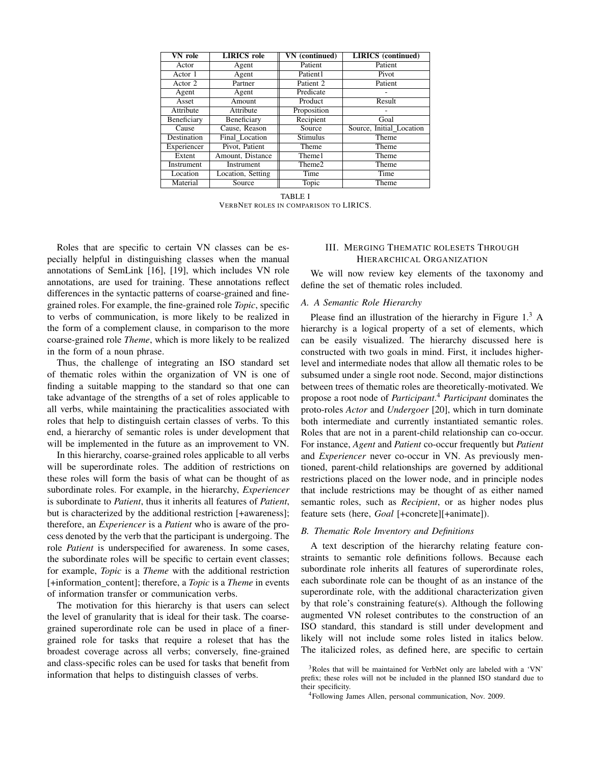| VN role | LIRICS role | VN (continued) | LIRICS (continued) |
|---|---|---|---|
| Actor | Agent | Patient | Patient |
| Actor 1 | Agent | Patient1 | Pivot |
| Actor 2 | Partner | Patient 2 | Patient |
| Agent | Agent | Predicate | - |
| Asset | Amount | Product | Result |
| Attribute | Attribute | Proposition | - |
| Beneficiary | Beneficiary | Recipient | Goal |
| Cause | Cause, Reason | Source | Source, Initial_Location |
| Destination | Final_Location | Stimulus | Theme |
| Experiencer | Pivot, Patient | Theme | Theme |
| Extent | Amount, Distance | Theme1 | Theme |
| Instrument | Instrument | Theme2 | Theme |
| Location | Location, Setting | Time | Time |
| Material | Source | Topic | Theme |

TABLE I
VERBNET ROLES IN COMPARISON TO LIRICS.

Roles that are specific to certain VN classes can be especially helpful in distinguishing classes when the manual annotations of SemLink [16], [19], which includes VN role annotations, are used for training. These annotations reflect differences in the syntactic patterns of coarse-grained and fine-grained roles. For example, the fine-grained role *Topic*, specific to verbs of communication, is more likely to be realized in the form of a complement clause, in comparison to the more coarse-grained role *Theme*, which is more likely to be realized in the form of a noun phrase.

Thus, the challenge of integrating an ISO standard set of thematic roles within the organization of VN is one of finding a suitable mapping to the standard so that one can take advantage of the strengths of a set of roles applicable to all verbs, while maintaining the practicalities associated with roles that help to distinguish certain classes of verbs. To this end, a hierarchy of semantic roles is under development that will be implemented in the future as an improvement to VN.

In this hierarchy, coarse-grained roles applicable to all verbs will be superordinate roles. The addition of restrictions on these roles will form the basis of what can be thought of as subordinate roles. For example, in the hierarchy, *Experiencer* is subordinate to *Patient*, thus it inherits all features of *Patient*, but is characterized by the additional restriction [+awareness]; therefore, an *Experiencer* is a *Patient* who is aware of the process denoted by the verb that the participant is undergoing. The role *Patient* is underspecified for awareness. In some cases, the subordinate roles will be specific to certain event classes; for example, *Topic* is a *Theme* with the additional restriction [+information_content]; therefore, a *Topic* is a *Theme* in events of information transfer or communication verbs.

The motivation for this hierarchy is that users can select the level of granularity that is ideal for their task. The coarse-grained superordinate role can be used in place of a finer-grained role for tasks that require a roleset that has the broadest coverage across all verbs; conversely, fine-grained and class-specific roles can be used for tasks that benefit from information that helps to distinguish classes of verbs.

## III. Merging Thematic rolesets Through Hierarchical Organization

We will now review key elements of the taxonomy and define the set of thematic roles included.

### A. A Semantic Role Hierarchy

Please find an illustration of the hierarchy in Figure 1.[3] A hierarchy is a logical property of a set of elements, which can be easily visualized. The hierarchy discussed here is constructed with two goals in mind. First, it includes higher-level and intermediate nodes that allow all thematic roles to be subsumed under a single root node. Second, major distinctions between trees of thematic roles are theoretically-motivated. We propose a root node of *Participant*.[4] *Participant* dominates the proto-roles *Actor* and *Undergoer* [20], which in turn dominate both intermediate and currently instantiated semantic roles. Roles that are not in a parent-child relationship can co-occur. For instance, *Agent* and *Patient* co-occur frequently but *Patient* and *Experiencer* never co-occur in VN. As previously mentioned, parent-child relationships are governed by additional restrictions placed on the lower node, and in principle nodes that include restrictions may be thought of as either named semantic roles, such as *Recipient*, or as higher nodes plus feature sets (here, *Goal* [+concrete][+animate]).

### B. Thematic Role Inventory and Definitions

A text description of the hierarchy relating feature constraints to semantic role definitions follows. Because each subordinate role inherits all features of superordinate roles, each subordinate role can be thought of as an instance of the superordinate role, with the additional characterization given by that role's constraining feature(s). Although the following augmented VN roleset contributes to the construction of an ISO standard, this standard is still under development and likely will not include some roles listed in italics below. The italicized roles, as defined here, are specific to certain

[3] Roles that will be maintained for VerbNet only are labeled with a 'VN' prefix; these roles will not be included in the planned ISO standard due to their specificity.

[4] Following James Allen, personal communication, Nov. 2009.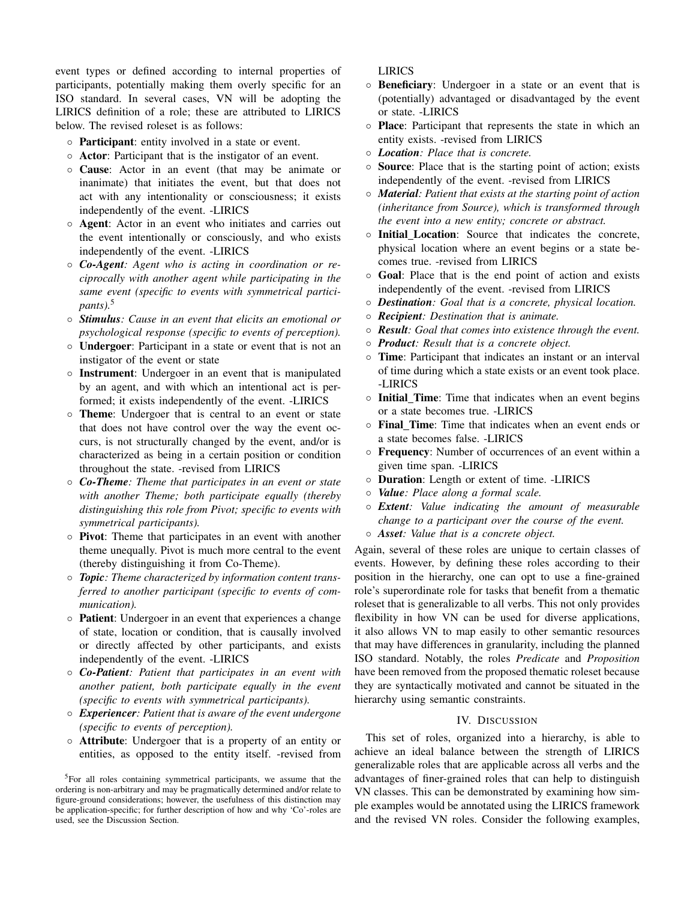event types or defined according to internal properties of participants, potentially making them overly specific for an ISO standard. In several cases, VN will be adopting the LIRICS definition of a role; these are attributed to LIRICS below. The revised roleset is as follows:

- **Participant**: entity involved in a state or event.
- **Actor**: Participant that is the instigator of an event.
- **Cause**: Actor in an event (that may be animate or inanimate) that initiates the event, but that does not act with any intentionality or consciousness; it exists independently of the event. -LIRICS
- **Agent**: Actor in an event who initiates and carries out the event intentionally or consciously, and who exists independently of the event. -LIRICS
- ***Co-Agent****: Agent who is acting in coordination or reciprocally with another agent while participating in the same event (specific to events with symmetrical participants).*[5]
- ***Stimulus****: Cause in an event that elicits an emotional or psychological response (specific to events of perception).*
- **Undergoer**: Participant in a state or event that is not an instigator of the event or state
- **Instrument**: Undergoer in an event that is manipulated by an agent, and with which an intentional act is performed; it exists independently of the event. -LIRICS
- **Theme**: Undergoer that is central to an event or state that does not have control over the way the event occurs, is not structurally changed by the event, and/or is characterized as being in a certain position or condition throughout the state. -revised from LIRICS
- ***Co-Theme****: Theme that participates in an event or state with another Theme; both participate equally (thereby distinguishing this role from Pivot; specific to events with symmetrical participants).*
- **Pivot**: Theme that participates in an event with another theme unequally. Pivot is much more central to the event (thereby distinguishing it from Co-Theme).
- ***Topic****: Theme characterized by information content transferred to another participant (specific to events of communication).*
- **Patient**: Undergoer in an event that experiences a change of state, location or condition, that is causally involved or directly affected by other participants, and exists independently of the event. -LIRICS
- ***Co-Patient****: Patient that participates in an event with another patient, both participate equally in the event (specific to events with symmetrical participants).*
- ***Experiencer****: Patient that is aware of the event undergone (specific to events of perception).*
- **Attribute**: Undergoer that is a property of an entity or entities, as opposed to the entity itself. -revised from LIRICS
- **Beneficiary**: Undergoer in a state or an event that is (potentially) advantaged or disadvantaged by the event or state. -LIRICS
- **Place**: Participant that represents the state in which an entity exists. -revised from LIRICS
- ***Location****: Place that is concrete.*
- **Source**: Place that is the starting point of action; exists independently of the event. -revised from LIRICS
- ***Material****: Patient that exists at the starting point of action (inheritance from Source), which is transformed through the event into a new entity; concrete or abstract.*
- **Initial_Location**: Source that indicates the concrete, physical location where an event begins or a state becomes true. -revised from LIRICS
- **Goal**: Place that is the end point of action and exists independently of the event. -revised from LIRICS
- ***Destination****: Goal that is a concrete, physical location.*
- ***Recipient****: Destination that is animate.*
- ***Result****: Goal that comes into existence through the event.*
- ***Product****: Result that is a concrete object.*
- **Time**: Participant that indicates an instant or an interval of time during which a state exists or an event took place. -LIRICS
- **Initial_Time**: Time that indicates when an event begins or a state becomes true. -LIRICS
- **Final_Time**: Time that indicates when an event ends or a state becomes false. -LIRICS
- **Frequency**: Number of occurrences of an event within a given time span. -LIRICS
- **Duration**: Length or extent of time. -LIRICS
- ***Value****: Place along a formal scale.*
- ***Extent****: Value indicating the amount of measurable change to a participant over the course of the event.*
- ***Asset****: Value that is a concrete object.*

Again, several of these roles are unique to certain classes of events. However, by defining these roles according to their position in the hierarchy, one can opt to use a fine-grained role's superordinate role for tasks that benefit from a thematic roleset that is generalizable to all verbs. This not only provides flexibility in how VN can be used for diverse applications, it also allows VN to map easily to other semantic resources that may have differences in granularity, including the planned ISO standard. Notably, the roles *Predicate* and *Proposition* have been removed from the proposed thematic roleset because they are syntactically motivated and cannot be situated in the hierarchy using semantic constraints.

## IV. Discussion

This set of roles, organized into a hierarchy, is able to achieve an ideal balance between the strength of LIRICS generalizable roles that are applicable across all verbs and the advantages of finer-grained roles that can help to distinguish VN classes. This can be demonstrated by examining how simple examples would be annotated using the LIRICS framework and the revised VN roles. Consider the following examples,

[5]For all roles containing symmetrical participants, we assume that the ordering is non-arbitrary and may be pragmatically determined and/or relate to figure-ground considerations; however, the usefulness of this distinction may be application-specific; for further description of how and why 'Co'-roles are used, see the Discussion Section.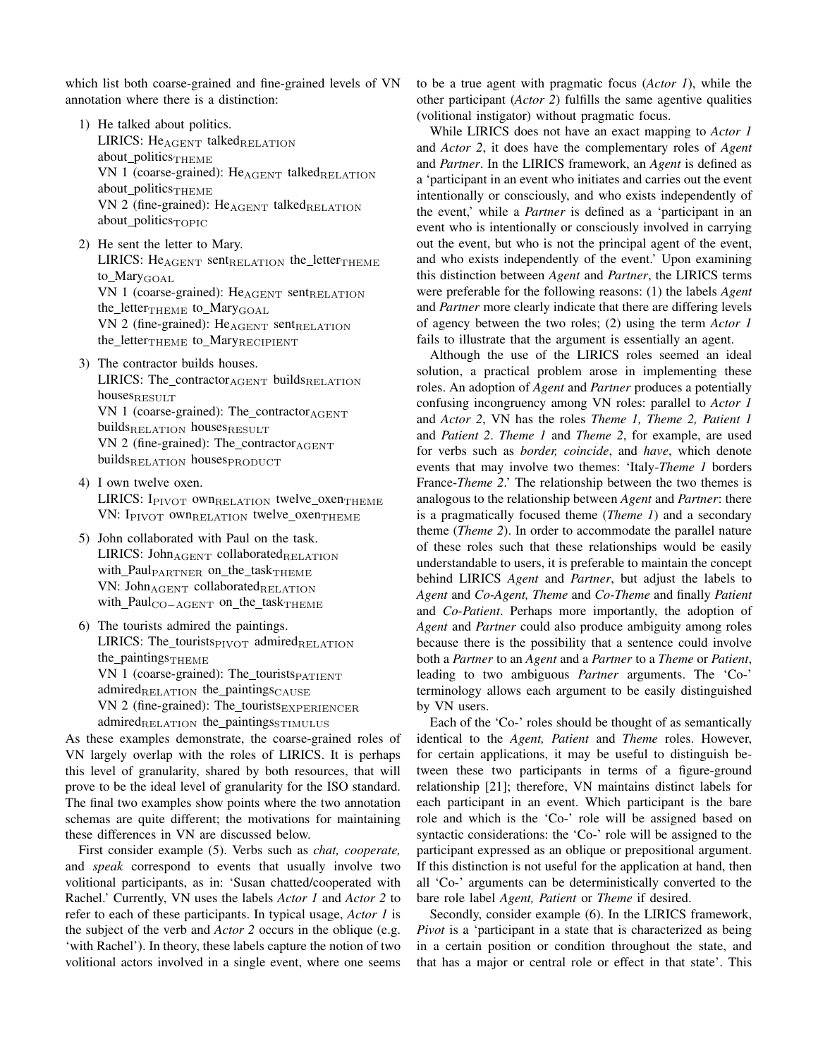which list both coarse-grained and fine-grained levels of VN annotation where there is a distinction:

1) He talked about politics.
   LIRICS: He$_{\mathrm{AGENT}}$ talked$_{\mathrm{RELATION}}$ about_politics$_{\mathrm{THEME}}$
   VN 1 (coarse-grained): He$_{\mathrm{AGENT}}$ talked$_{\mathrm{RELATION}}$ about_politics$_{\mathrm{THEME}}$
   VN 2 (fine-grained): He$_{\mathrm{AGENT}}$ talked$_{\mathrm{RELATION}}$ about_politics$_{\mathrm{TOPIC}}$
2) He sent the letter to Mary.
   LIRICS: He$_{\mathrm{AGENT}}$ sent$_{\mathrm{RELATION}}$ the_letter$_{\mathrm{THEME}}$ to_Mary$_{\mathrm{GOAL}}$
   VN 1 (coarse-grained): He$_{\mathrm{AGENT}}$ sent$_{\mathrm{RELATION}}$ the_letter$_{\mathrm{THEME}}$ to_Mary$_{\mathrm{GOAL}}$
   VN 2 (fine-grained): He$_{\mathrm{AGENT}}$ sent$_{\mathrm{RELATION}}$ the_letter$_{\mathrm{THEME}}$ to_Mary$_{\mathrm{RECIPIENT}}$
3) The contractor builds houses.
   LIRICS: The_contractor$_{\mathrm{AGENT}}$ builds$_{\mathrm{RELATION}}$ houses$_{\mathrm{RESULT}}$
   VN 1 (coarse-grained): The_contractor$_{\mathrm{AGENT}}$ builds$_{\mathrm{RELATION}}$ houses$_{\mathrm{RESULT}}$
   VN 2 (fine-grained): The_contractor$_{\mathrm{AGENT}}$ builds$_{\mathrm{RELATION}}$ houses$_{\mathrm{PRODUCT}}$
4) I own twelve oxen.
   LIRICS: I$_{\mathrm{PIVOT}}$ own$_{\mathrm{RELATION}}$ twelve_oxen$_{\mathrm{THEME}}$
   VN: I$_{\mathrm{PIVOT}}$ own$_{\mathrm{RELATION}}$ twelve_oxen$_{\mathrm{THEME}}$
5) John collaborated with Paul on the task.
   LIRICS: John$_{\mathrm{AGENT}}$ collaborated$_{\mathrm{RELATION}}$ with_Paul$_{\mathrm{PARTNER}}$ on_the_task$_{\mathrm{THEME}}$
   VN: John$_{\mathrm{AGENT}}$ collaborated$_{\mathrm{RELATION}}$ with_Paul$_{\mathrm{CO-AGENT}}$ on_the_task$_{\mathrm{THEME}}$
6) The tourists admired the paintings.
   LIRICS: The_tourists$_{\mathrm{PIVOT}}$ admired$_{\mathrm{RELATION}}$ the_paintings$_{\mathrm{THEME}}$
   VN 1 (coarse-grained): The_tourists$_{\mathrm{PATIENT}}$ admired$_{\mathrm{RELATION}}$ the_paintings$_{\mathrm{CAUSE}}$
   VN 2 (fine-grained): The_tourists$_{\mathrm{EXPERIENCER}}$ admired$_{\mathrm{RELATION}}$ the_paintings$_{\mathrm{STIMULUS}}$

As these examples demonstrate, the coarse-grained roles of VN largely overlap with the roles of LIRICS. It is perhaps this level of granularity, shared by both resources, that will prove to be the ideal level of granularity for the ISO standard. The final two examples show points where the two annotation schemas are quite different; the motivations for maintaining these differences in VN are discussed below.

First consider example (5). Verbs such as *chat, cooperate,* and *speak* correspond to events that usually involve two volitional participants, as in: 'Susan chatted/cooperated with Rachel.' Currently, VN uses the labels *Actor 1* and *Actor 2* to refer to each of these participants. In typical usage, *Actor 1* is the subject of the verb and *Actor 2* occurs in the oblique (e.g. 'with Rachel'). In theory, these labels capture the notion of two volitional actors involved in a single event, where one seems to be a true agent with pragmatic focus (*Actor 1*), while the other participant (*Actor 2*) fulfills the same agentive qualities (volitional instigator) without pragmatic focus.

While LIRICS does not have an exact mapping to *Actor 1* and *Actor 2*, it does have the complementary roles of *Agent* and *Partner*. In the LIRICS framework, an *Agent* is defined as a 'participant in an event who initiates and carries out the event intentionally or consciously, and who exists independently of the event,' while a *Partner* is defined as a 'participant in an event who is intentionally or consciously involved in carrying out the event, but who is not the principal agent of the event, and who exists independently of the event.' Upon examining this distinction between *Agent* and *Partner*, the LIRICS terms were preferable for the following reasons: (1) the labels *Agent* and *Partner* more clearly indicate that there are differing levels of agency between the two roles; (2) using the term *Actor 1* fails to illustrate that the argument is essentially an agent.

Although the use of the LIRICS roles seemed an ideal solution, a practical problem arose in implementing these roles. An adoption of *Agent* and *Partner* produces a potentially confusing incongruency among VN roles: parallel to *Actor 1* and *Actor 2*, VN has the roles *Theme 1, Theme 2, Patient 1* and *Patient 2*. *Theme 1* and *Theme 2*, for example, are used for verbs such as *border, coincide*, and *have*, which denote events that may involve two themes: 'Italy-*Theme 1* borders France-*Theme 2*.' The relationship between the two themes is analogous to the relationship between *Agent* and *Partner*: there is a pragmatically focused theme (*Theme 1*) and a secondary theme (*Theme 2*). In order to accommodate the parallel nature of these roles such that these relationships would be easily understandable to users, it is preferable to maintain the concept behind LIRICS *Agent* and *Partner*, but adjust the labels to *Agent* and *Co-Agent, Theme* and *Co-Theme* and finally *Patient* and *Co-Patient*. Perhaps more importantly, the adoption of *Agent* and *Partner* could also produce ambiguity among roles because there is the possibility that a sentence could involve both a *Partner* to an *Agent* and a *Partner* to a *Theme* or *Patient*, leading to two ambiguous *Partner* arguments. The 'Co-' terminology allows each argument to be easily distinguished by VN users.

Each of the 'Co-' roles should be thought of as semantically identical to the *Agent, Patient* and *Theme* roles. However, for certain applications, it may be useful to distinguish between these two participants in terms of a figure-ground relationship [21]; therefore, VN maintains distinct labels for each participant in an event. Which participant is the bare role and which is the 'Co-' role will be assigned based on syntactic considerations: the 'Co-' role will be assigned to the participant expressed as an oblique or prepositional argument. If this distinction is not useful for the application at hand, then all 'Co-' arguments can be deterministically converted to the bare role label *Agent, Patient* or *Theme* if desired.

Secondly, consider example (6). In the LIRICS framework, *Pivot* is a 'participant in a state that is characterized as being in a certain position or condition throughout the state, and that has a major or central role or effect in that state'. This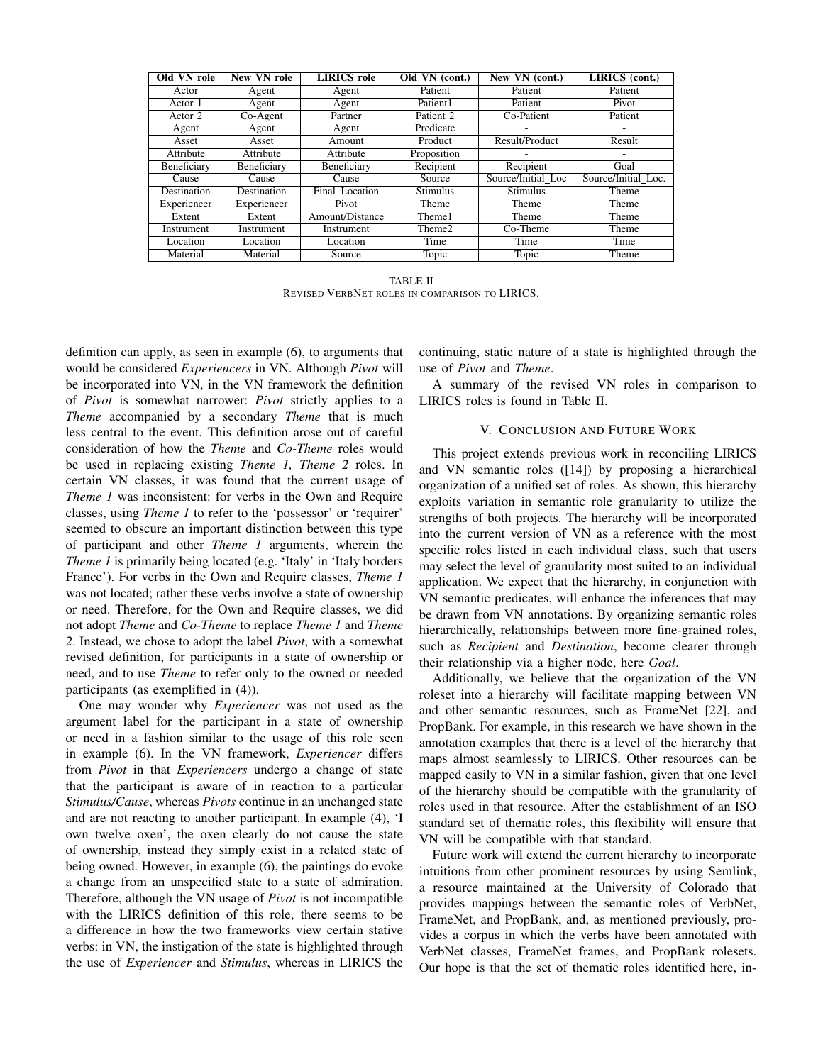| Old VN role | New VN role | LIRICS role | Old VN (cont.) | New VN (cont.) | LIRICS (cont.) |
| --- | --- | --- | --- | --- | --- |
| Actor | Agent | Agent | Patient | Patient | Patient |
| Actor 1 | Agent | Agent | Patient1 | Patient | Pivot |
| Actor 2 | Co-Agent | Partner | Patient 2 | Co-Patient | Patient |
| Agent | Agent | Agent | Predicate | - | - |
| Asset | Asset | Amount | Product | Result/Product | Result |
| Attribute | Attribute | Attribute | Proposition | - | - |
| Beneficiary | Beneficiary | Beneficiary | Recipient | Recipient | Goal |
| Cause | Cause | Cause | Source | Source/Initial_Loc | Source/Initial_Loc. |
| Destination | Destination | Final_Location | Stimulus | Stimulus | Theme |
| Experiencer | Experiencer | Pivot | Theme | Theme | Theme |
| Extent | Extent | Amount/Distance | Theme1 | Theme | Theme |
| Instrument | Instrument | Instrument | Theme2 | Co-Theme | Theme |
| Location | Location | Location | Time | Time | Time |
| Material | Material | Source | Topic | Topic | Theme |

TABLE II
REVISED VERBNET ROLES IN COMPARISON TO LIRICS.

definition can apply, as seen in example (6), to arguments that would be considered *Experiencers* in VN. Although *Pivot* will be incorporated into VN, in the VN framework the definition of *Pivot* is somewhat narrower: *Pivot* strictly applies to a *Theme* accompanied by a secondary *Theme* that is much less central to the event. This definition arose out of careful consideration of how the *Theme* and *Co-Theme* roles would be used in replacing existing *Theme 1, Theme 2* roles. In certain VN classes, it was found that the current usage of *Theme 1* was inconsistent: for verbs in the Own and Require classes, using *Theme 1* to refer to the 'possessor' or 'requirer' seemed to obscure an important distinction between this type of participant and other *Theme 1* arguments, wherein the *Theme 1* is primarily being located (e.g. 'Italy' in 'Italy borders France'). For verbs in the Own and Require classes, *Theme 1* was not located; rather these verbs involve a state of ownership or need. Therefore, for the Own and Require classes, we did not adopt *Theme* and *Co-Theme* to replace *Theme 1* and *Theme 2*. Instead, we chose to adopt the label *Pivot*, with a somewhat revised definition, for participants in a state of ownership or need, and to use *Theme* to refer only to the owned or needed participants (as exemplified in (4)).

One may wonder why *Experiencer* was not used as the argument label for the participant in a state of ownership or need in a fashion similar to the usage of this role seen in example (6). In the VN framework, *Experiencer* differs from *Pivot* in that *Experiencers* undergo a change of state that the participant is aware of in reaction to a particular *Stimulus/Cause*, whereas *Pivots* continue in an unchanged state and are not reacting to another participant. In example (4), 'I own twelve oxen', the oxen clearly do not cause the state of ownership, instead they simply exist in a related state of being owned. However, in example (6), the paintings do evoke a change from an unspecified state to a state of admiration. Therefore, although the VN usage of *Pivot* is not incompatible with the LIRICS definition of this role, there seems to be a difference in how the two frameworks view certain stative verbs: in VN, the instigation of the state is highlighted through the use of *Experiencer* and *Stimulus*, whereas in LIRICS the continuing, static nature of a state is highlighted through the use of *Pivot* and *Theme*.

A summary of the revised VN roles in comparison to LIRICS roles is found in Table II.

## V. Conclusion and Future Work

This project extends previous work in reconciling LIRICS and VN semantic roles ([14]) by proposing a hierarchical organization of a unified set of roles. As shown, this hierarchy exploits variation in semantic role granularity to utilize the strengths of both projects. The hierarchy will be incorporated into the current version of VN as a reference with the most specific roles listed in each individual class, such that users may select the level of granularity most suited to an individual application. We expect that the hierarchy, in conjunction with VN semantic predicates, will enhance the inferences that may be drawn from VN annotations. By organizing semantic roles hierarchically, relationships between more fine-grained roles, such as *Recipient* and *Destination*, become clearer through their relationship via a higher node, here *Goal*.

Additionally, we believe that the organization of the VN roleset into a hierarchy will facilitate mapping between VN and other semantic resources, such as FrameNet [22], and PropBank. For example, in this research we have shown in the annotation examples that there is a level of the hierarchy that maps almost seamlessly to LIRICS. Other resources can be mapped easily to VN in a similar fashion, given that one level of the hierarchy should be compatible with the granularity of roles used in that resource. After the establishment of an ISO standard set of thematic roles, this flexibility will ensure that VN will be compatible with that standard.

Future work will extend the current hierarchy to incorporate intuitions from other prominent resources by using Semlink, a resource maintained at the University of Colorado that provides mappings between the semantic roles of VerbNet, FrameNet, and PropBank, and, as mentioned previously, provides a corpus in which the verbs have been annotated with VerbNet classes, FrameNet frames, and PropBank rolesets. Our hope is that the set of thematic roles identified here, in-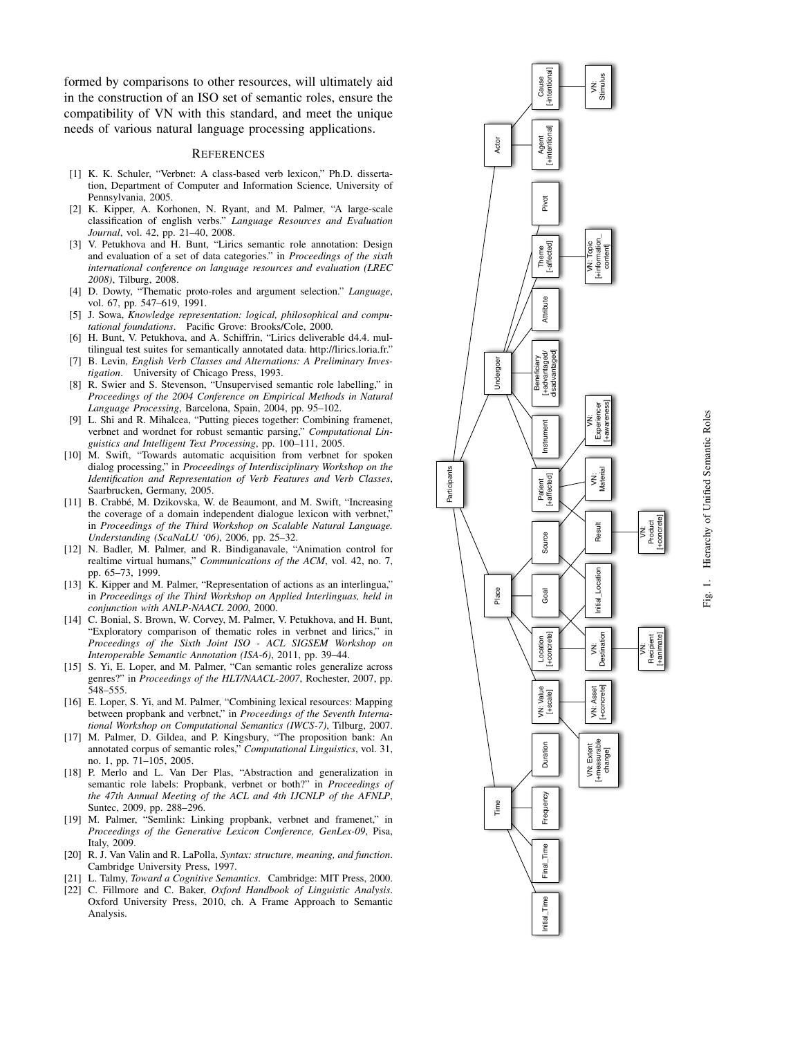formed by comparisons to other resources, will ultimately aid in the construction of an ISO set of semantic roles, ensure the compatibility of VN with this standard, and meet the unique needs of various natural language processing applications.

## REFERENCES

[1] K. K. Schuler, "Verbnet: A class-based verb lexicon," Ph.D. dissertation, Department of Computer and Information Science, University of Pennsylvania, 2005.

[2] K. Kipper, A. Korhonen, N. Ryant, and M. Palmer, "A large-scale classification of english verbs." *Language Resources and Evaluation Journal*, vol. 42, pp. 21–40, 2008.

[3] V. Petukhova and H. Bunt, "Lirics semantic role annotation: Design and evaluation of a set of data categories." in *Proceedings of the sixth international conference on language resources and evaluation (LREC 2008)*, Tilburg, 2008.

[4] D. Dowty, "Thematic proto-roles and argument selection." *Language*, vol. 67, pp. 547–619, 1991.

[5] J. Sowa, *Knowledge representation: logical, philosophical and computational foundations*. Pacific Grove: Brooks/Cole, 2000.

[6] H. Bunt, V. Petukhova, and A. Schiffrin, "Lirics deliverable d4.4. multilingual test suites for semantically annotated data. http://lirics.loria.fr."

[7] B. Levin, *English Verb Classes and Alternations: A Preliminary Investigation*. University of Chicago Press, 1993.

[8] R. Swier and S. Stevenson, "Unsupervised semantic role labelling," in *Proceedings of the 2004 Conference on Empirical Methods in Natural Language Processing*, Barcelona, Spain, 2004, pp. 95–102.

[9] L. Shi and R. Mihalcea, "Putting pieces together: Combining framenet, verbnet and wordnet for robust semantic parsing," *Computational Linguistics and Intelligent Text Processing*, pp. 100–111, 2005.

[10] M. Swift, "Towards automatic acquisition from verbnet for spoken dialog processing," in *Proceedings of Interdisciplinary Workshop on the Identification and Representation of Verb Features and Verb Classes*, Saarbrucken, Germany, 2005.

[11] B. Crabbé, M. Dzikovska, W. de Beaumont, and M. Swift, "Increasing the coverage of a domain independent dialogue lexicon with verbnet," in *Proceedings of the Third Workshop on Scalable Natural Language. Understanding (ScaNaLU '06)*, 2006, pp. 25–32.

[12] N. Badler, M. Palmer, and R. Bindiganavale, "Animation control for realtime virtual humans," *Communications of the ACM*, vol. 42, no. 7, pp. 65–73, 1999.

[13] K. Kipper and M. Palmer, "Representation of actions as an interlingua," in *Proceedings of the Third Workshop on Applied Interlinguas, held in conjunction with ANLP-NAACL 2000*, 2000.

[14] C. Bonial, S. Brown, W. Corvey, M. Palmer, V. Petukhova, and H. Bunt, "Exploratory comparison of thematic roles in verbnet and lirics," in *Proceedings of the Sixth Joint ISO - ACL SIGSEM Workshop on Interoperable Semantic Annotation (ISA-6)*, 2011, pp. 39–44.

[15] S. Yi, E. Loper, and M. Palmer, "Can semantic roles generalize across genres?" in *Proceedings of the HLT/NAACL-2007*, Rochester, 2007, pp. 548–555.

[16] E. Loper, S. Yi, and M. Palmer, "Combining lexical resources: Mapping between propbank and verbnet," in *Proceedings of the Seventh International Workshop on Computational Semantics (IWCS-7)*, Tilburg, 2007.

[17] M. Palmer, D. Gildea, and P. Kingsbury, "The proposition bank: An annotated corpus of semantic roles," *Computational Linguistics*, vol. 31, no. 1, pp. 71–105, 2005.

[18] P. Merlo and L. Van Der Plas, "Abstraction and generalization in semantic role labels: Propbank, verbnet or both?" in *Proceedings of the 47th Annual Meeting of the ACL and 4th IJCNLP of the AFNLP*, Suntec, 2009, pp. 288–296.

[19] M. Palmer, "Semlink: Linking propbank, verbnet and framenet," in *Proceedings of the Generative Lexicon Conference, GenLex-09*, Pisa, Italy, 2009.

[20] R. J. Van Valin and R. LaPolla, *Syntax: structure, meaning, and function*. Cambridge University Press, 1997.

[21] L. Talmy, *Toward a Cognitive Semantics*. Cambridge: MIT Press, 2000.

[22] C. Fillmore and C. Baker, *Oxford Handbook of Linguistic Analysis*. Oxford University Press, 2010, ch. A Frame Approach to Semantic Analysis.

Participants
Actor
Cause [-intentional]
VN: Stimulus
Agent [+intentional]
Undergoer
Pivot
Theme [-affected]
VN: Topic [+information_content]
Attribute
Beneficiary [+advantaged/disadvantaged]
Instrument
Patient [+affected]
VN: Experiencer [+awareness]
VN: Material
Result
VN: Product [+concrete]
Place
Source
Goal
Initial_Location
Location [+concrete]
VN: Destination
VN: Recipient [+animate]
VN: Value [+scale]
VN: Asset [+concrete]
VN: Extent [+measurable change]
Time
Duration
Frequency
Final_Time
Initial_Time

Fig. 1. Hierarchy of Unified Semantic Roles